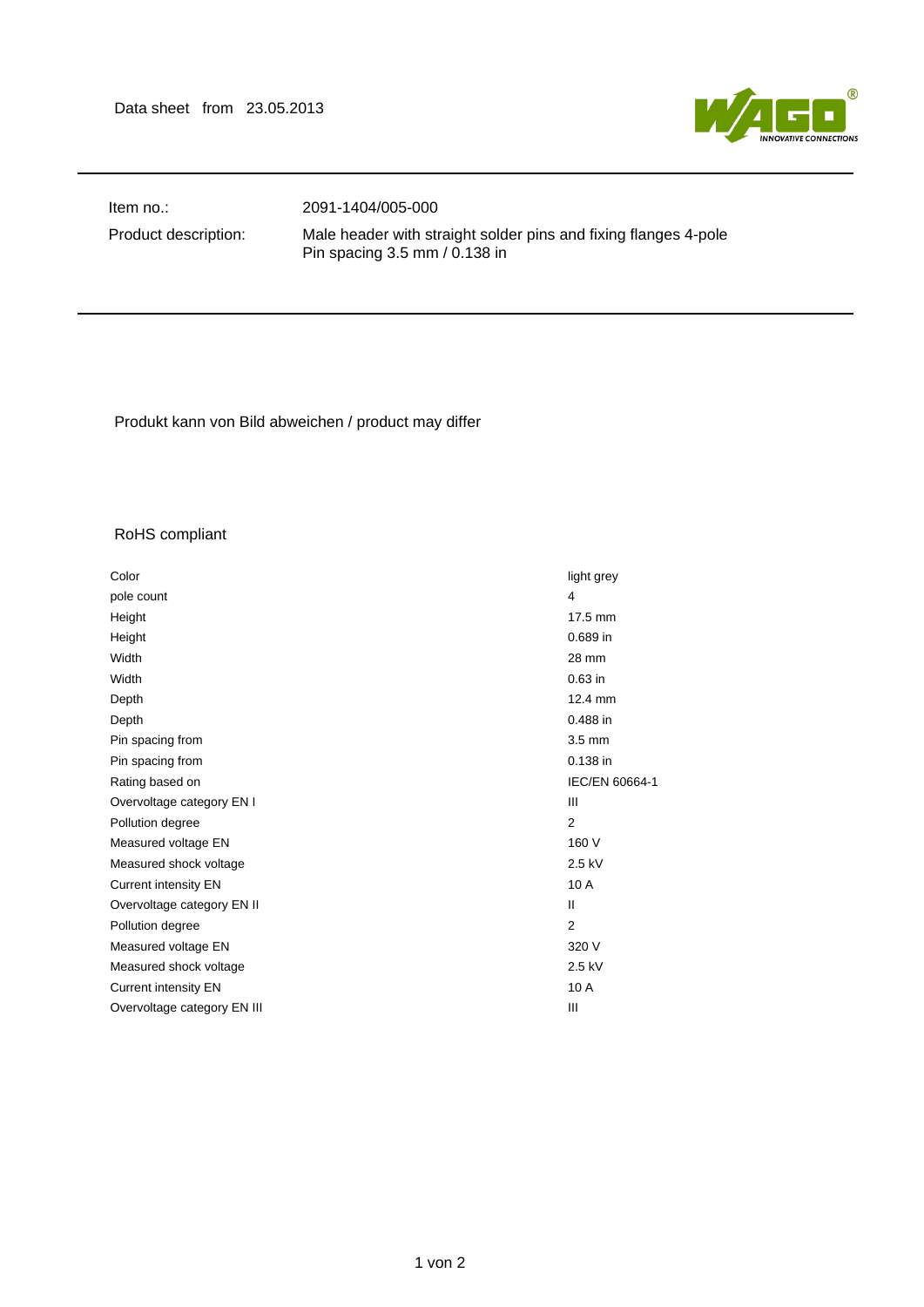Data sheet from 23.05.2013

| | |
|---|---|
| Item no.: | 2091-1404/005-000 |
| Product description: | Male header with straight solder pins and fixing flanges 4-pole Pin spacing 3.5 mm / 0.138 in |

Produkt kann von Bild abweichen / product may differ

RoHS compliant

| | |
|---|---|
| Color | light grey |
| pole count | 4 |
| Height | 17.5 mm |
| Height | 0.689 in |
| Width | 28 mm |
| Width | 0.63 in |
| Depth | 12.4 mm |
| Depth | 0.488 in |
| Pin spacing from | 3.5 mm |
| Pin spacing from | 0.138 in |
| Rating based on | IEC/EN 60664-1 |
| Overvoltage category EN I | III |
| Pollution degree | 2 |
| Measured voltage EN | 160 V |
| Measured shock voltage | 2.5 kV |
| Current intensity EN | 10 A |
| Overvoltage category EN II | II |
| Pollution degree | 2 |
| Measured voltage EN | 320 V |
| Measured shock voltage | 2.5 kV |
| Current intensity EN | 10 A |
| Overvoltage category EN III | III |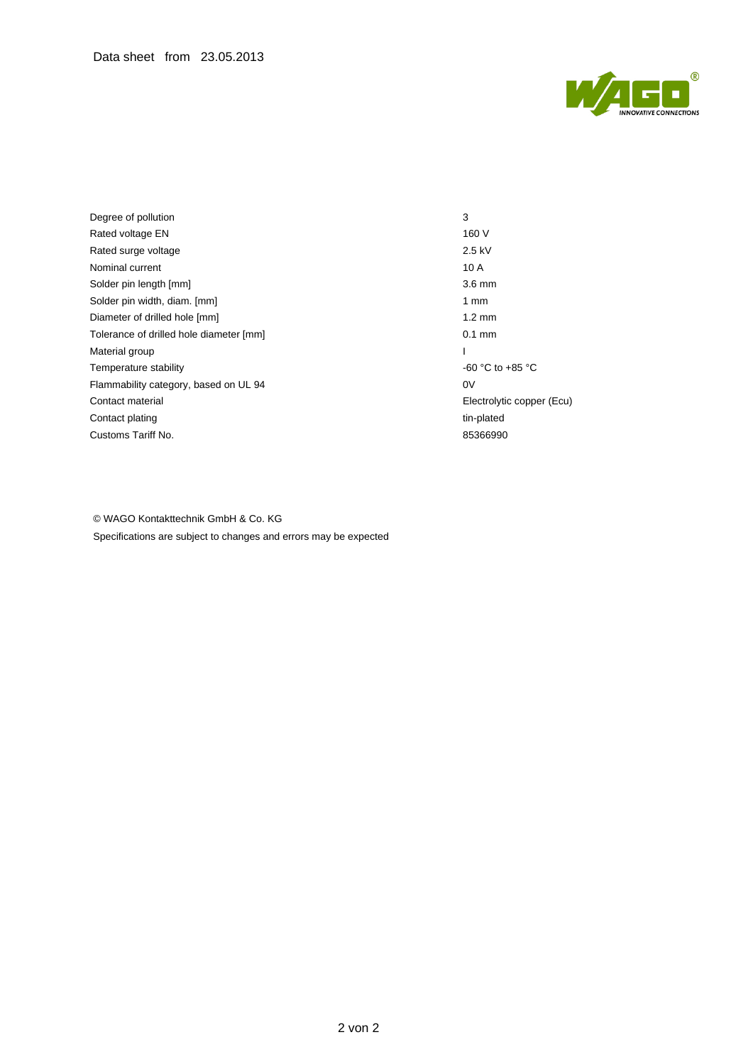Data sheet from 23.05.2013

| | |
|---|---|
| Degree of pollution | 3 |
| Rated voltage EN | 160 V |
| Rated surge voltage | 2.5 kV |
| Nominal current | 10 A |
| Solder pin length [mm] | 3.6 mm |
| Solder pin width, diam. [mm] | 1 mm |
| Diameter of drilled hole [mm] | 1.2 mm |
| Tolerance of drilled hole diameter [mm] | 0.1 mm |
| Material group | I |
| Temperature stability | -60 °C to +85 °C |
| Flammability category, based on UL 94 | 0V |
| Contact material | Electrolytic copper (Ecu) |
| Contact plating | tin-plated |
| Customs Tariff No. | 85366990 |

© WAGO Kontakttechnik GmbH & Co. KG

Specifications are subject to changes and errors may be expected